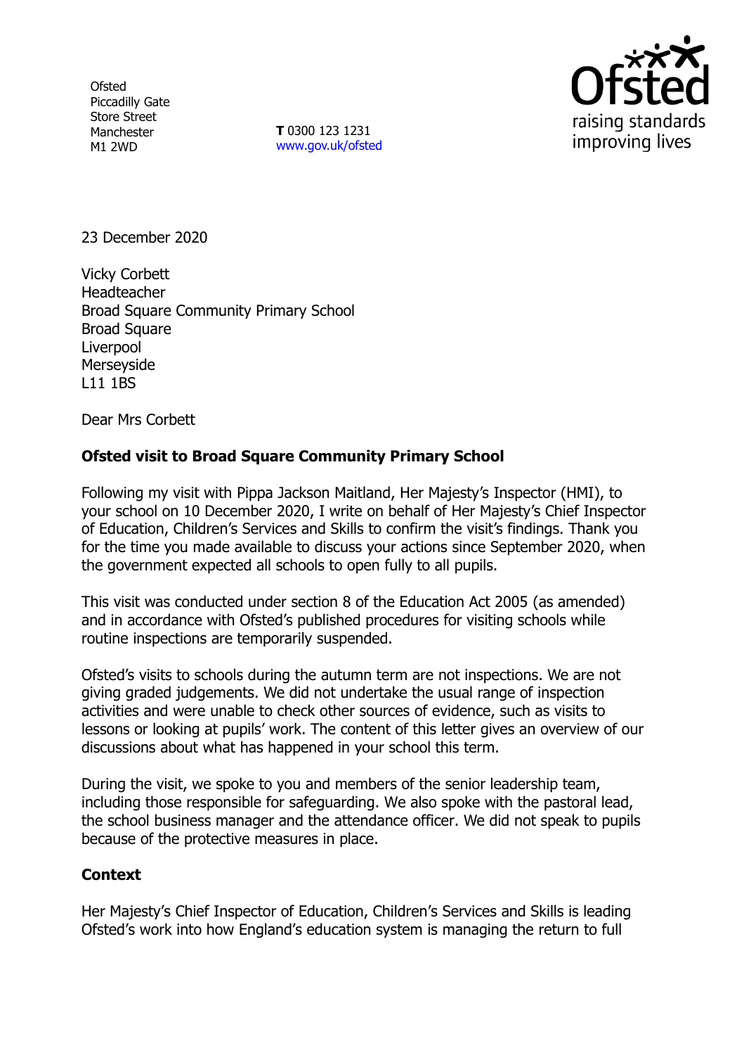Ofsted
Piccadilly Gate
Store Street
Manchester
M1 2WD

**T** 0300 123 1231
www.gov.uk/ofsted

23 December 2020

Vicky Corbett
Headteacher
Broad Square Community Primary School
Broad Square
Liverpool
Merseyside
L11 1BS

Dear Mrs Corbett

**Ofsted visit to Broad Square Community Primary School**

Following my visit with Pippa Jackson Maitland, Her Majesty's Inspector (HMI), to your school on 10 December 2020, I write on behalf of Her Majesty's Chief Inspector of Education, Children's Services and Skills to confirm the visit's findings. Thank you for the time you made available to discuss your actions since September 2020, when the government expected all schools to open fully to all pupils.

This visit was conducted under section 8 of the Education Act 2005 (as amended) and in accordance with Ofsted's published procedures for visiting schools while routine inspections are temporarily suspended.

Ofsted's visits to schools during the autumn term are not inspections. We are not giving graded judgements. We did not undertake the usual range of inspection activities and were unable to check other sources of evidence, such as visits to lessons or looking at pupils' work. The content of this letter gives an overview of our discussions about what has happened in your school this term.

During the visit, we spoke to you and members of the senior leadership team, including those responsible for safeguarding. We also spoke with the pastoral lead, the school business manager and the attendance officer. We did not speak to pupils because of the protective measures in place.

**Context**

Her Majesty's Chief Inspector of Education, Children's Services and Skills is leading Ofsted's work into how England's education system is managing the return to full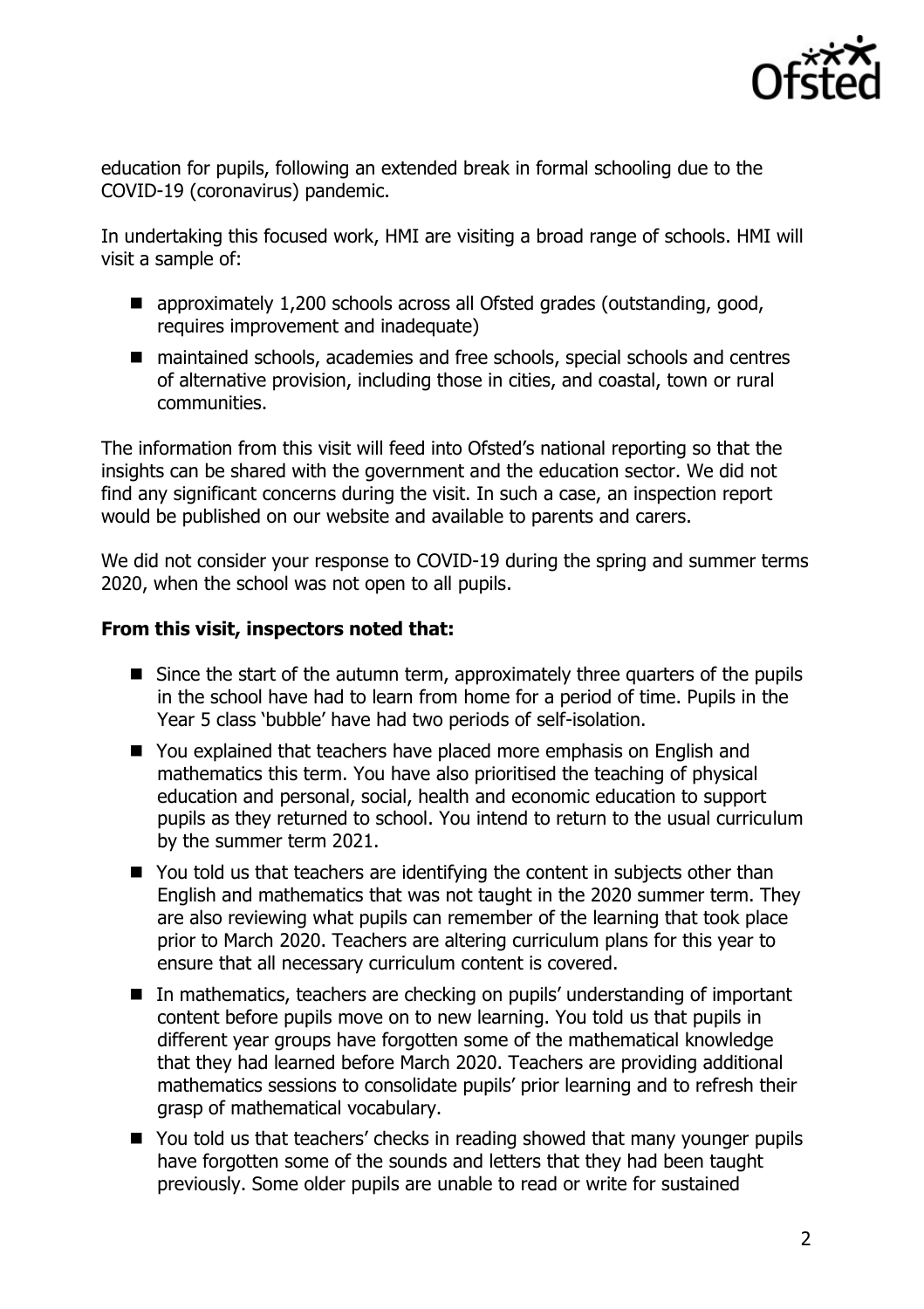education for pupils, following an extended break in formal schooling due to the COVID-19 (coronavirus) pandemic.

In undertaking this focused work, HMI are visiting a broad range of schools. HMI will visit a sample of:

- approximately 1,200 schools across all Ofsted grades (outstanding, good, requires improvement and inadequate)
- maintained schools, academies and free schools, special schools and centres of alternative provision, including those in cities, and coastal, town or rural communities.

The information from this visit will feed into Ofsted's national reporting so that the insights can be shared with the government and the education sector. We did not find any significant concerns during the visit. In such a case, an inspection report would be published on our website and available to parents and carers.

We did not consider your response to COVID-19 during the spring and summer terms 2020, when the school was not open to all pupils.

**From this visit, inspectors noted that:**

- Since the start of the autumn term, approximately three quarters of the pupils in the school have had to learn from home for a period of time. Pupils in the Year 5 class 'bubble' have had two periods of self-isolation.
- You explained that teachers have placed more emphasis on English and mathematics this term. You have also prioritised the teaching of physical education and personal, social, health and economic education to support pupils as they returned to school. You intend to return to the usual curriculum by the summer term 2021.
- You told us that teachers are identifying the content in subjects other than English and mathematics that was not taught in the 2020 summer term. They are also reviewing what pupils can remember of the learning that took place prior to March 2020. Teachers are altering curriculum plans for this year to ensure that all necessary curriculum content is covered.
- In mathematics, teachers are checking on pupils' understanding of important content before pupils move on to new learning. You told us that pupils in different year groups have forgotten some of the mathematical knowledge that they had learned before March 2020. Teachers are providing additional mathematics sessions to consolidate pupils' prior learning and to refresh their grasp of mathematical vocabulary.
- You told us that teachers' checks in reading showed that many younger pupils have forgotten some of the sounds and letters that they had been taught previously. Some older pupils are unable to read or write for sustained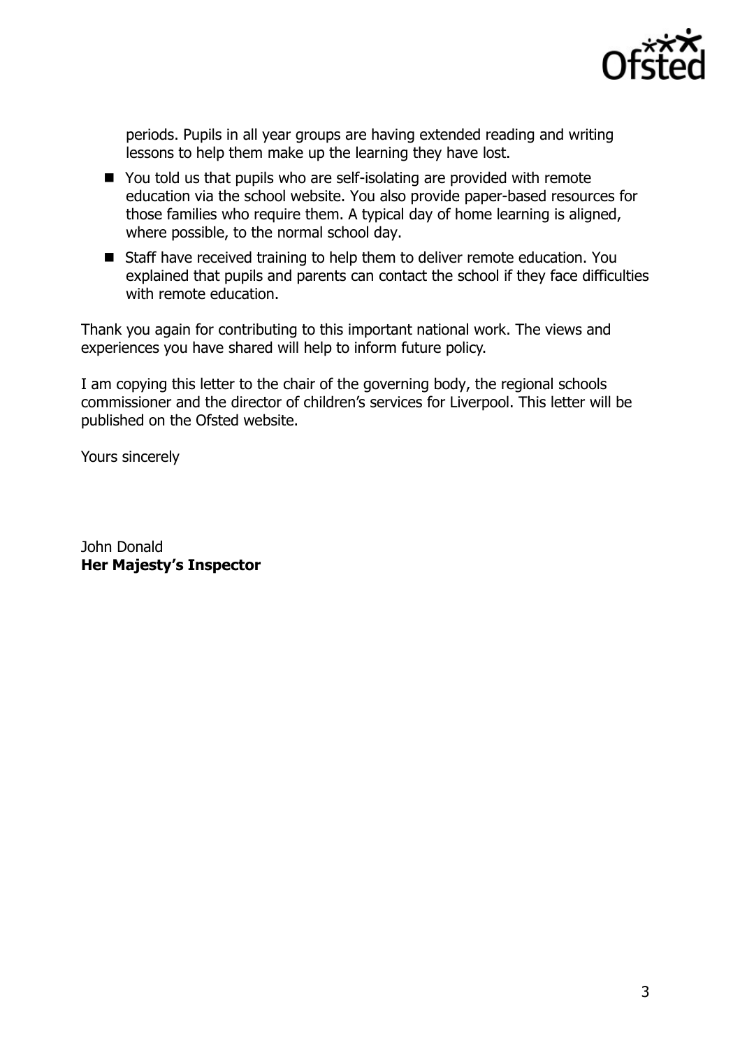periods. Pupils in all year groups are having extended reading and writing lessons to help them make up the learning they have lost.

- You told us that pupils who are self-isolating are provided with remote education via the school website. You also provide paper-based resources for those families who require them. A typical day of home learning is aligned, where possible, to the normal school day.
- Staff have received training to help them to deliver remote education. You explained that pupils and parents can contact the school if they face difficulties with remote education.

Thank you again for contributing to this important national work. The views and experiences you have shared will help to inform future policy.

I am copying this letter to the chair of the governing body, the regional schools commissioner and the director of children's services for Liverpool. This letter will be published on the Ofsted website.

Yours sincerely

John Donald
**Her Majesty's Inspector**